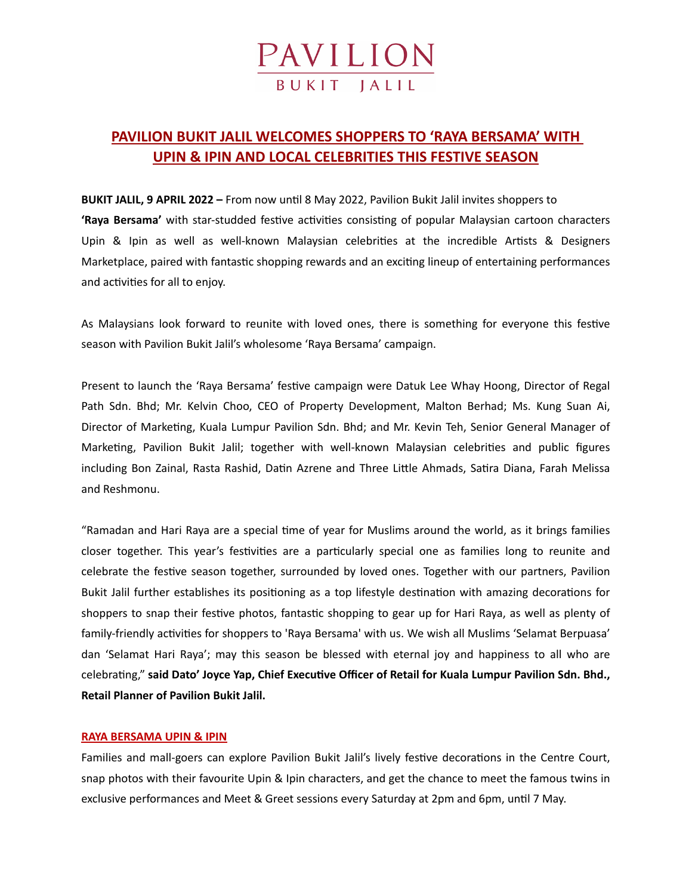PAVILION
BUKIT JALIL

# PAVILION BUKIT JALIL WELCOMES SHOPPERS TO 'RAYA BERSAMA' WITH UPIN & IPIN AND LOCAL CELEBRITIES THIS FESTIVE SEASON

**BUKIT JALIL, 9 APRIL 2022 –** From now until 8 May 2022, Pavilion Bukit Jalil invites shoppers to **'Raya Bersama'** with star-studded festive activities consisting of popular Malaysian cartoon characters Upin & Ipin as well as well-known Malaysian celebrities at the incredible Artists & Designers Marketplace, paired with fantastic shopping rewards and an exciting lineup of entertaining performances and activities for all to enjoy.

As Malaysians look forward to reunite with loved ones, there is something for everyone this festive season with Pavilion Bukit Jalil's wholesome 'Raya Bersama' campaign.

Present to launch the 'Raya Bersama' festive campaign were Datuk Lee Whay Hoong, Director of Regal Path Sdn. Bhd; Mr. Kelvin Choo, CEO of Property Development, Malton Berhad; Ms. Kung Suan Ai, Director of Marketing, Kuala Lumpur Pavilion Sdn. Bhd; and Mr. Kevin Teh, Senior General Manager of Marketing, Pavilion Bukit Jalil; together with well-known Malaysian celebrities and public figures including Bon Zainal, Rasta Rashid, Datin Azrene and Three Little Ahmads, Satira Diana, Farah Melissa and Reshmonu.

"Ramadan and Hari Raya are a special time of year for Muslims around the world, as it brings families closer together. This year's festivities are a particularly special one as families long to reunite and celebrate the festive season together, surrounded by loved ones. Together with our partners, Pavilion Bukit Jalil further establishes its positioning as a top lifestyle destination with amazing decorations for shoppers to snap their festive photos, fantastic shopping to gear up for Hari Raya, as well as plenty of family-friendly activities for shoppers to 'Raya Bersama' with us. We wish all Muslims 'Selamat Berpuasa' dan 'Selamat Hari Raya'; may this season be blessed with eternal joy and happiness to all who are celebrating," **said Dato' Joyce Yap, Chief Executive Officer of Retail for Kuala Lumpur Pavilion Sdn. Bhd., Retail Planner of Pavilion Bukit Jalil.**

## RAYA BERSAMA UPIN & IPIN

Families and mall-goers can explore Pavilion Bukit Jalil's lively festive decorations in the Centre Court, snap photos with their favourite Upin & Ipin characters, and get the chance to meet the famous twins in exclusive performances and Meet & Greet sessions every Saturday at 2pm and 6pm, until 7 May.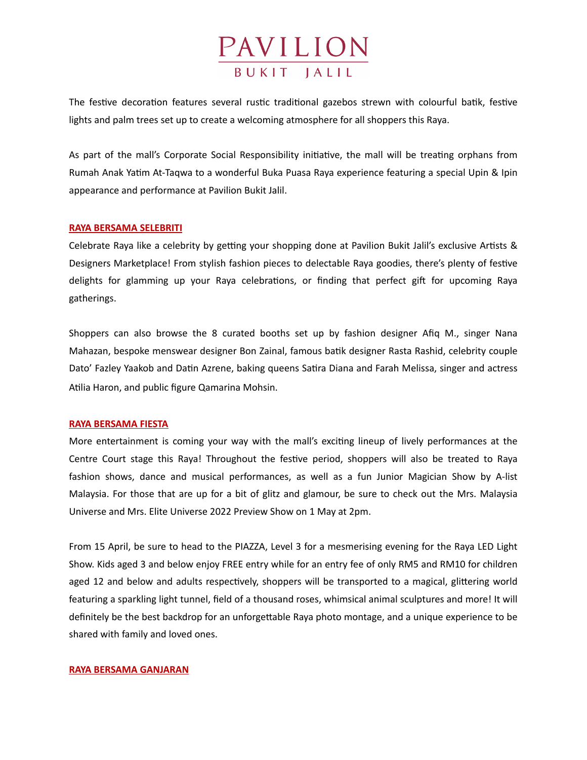The festive decoration features several rustic traditional gazebos strewn with colourful batik, festive lights and palm trees set up to create a welcoming atmosphere for all shoppers this Raya.

As part of the mall's Corporate Social Responsibility initiative, the mall will be treating orphans from Rumah Anak Yatim At-Taqwa to a wonderful Buka Puasa Raya experience featuring a special Upin & Ipin appearance and performance at Pavilion Bukit Jalil.

## RAYA BERSAMA SELEBRITI

Celebrate Raya like a celebrity by getting your shopping done at Pavilion Bukit Jalil's exclusive Artists & Designers Marketplace! From stylish fashion pieces to delectable Raya goodies, there's plenty of festive delights for glamming up your Raya celebrations, or finding that perfect gift for upcoming Raya gatherings.

Shoppers can also browse the 8 curated booths set up by fashion designer Afiq M., singer Nana Mahazan, bespoke menswear designer Bon Zainal, famous batik designer Rasta Rashid, celebrity couple Dato' Fazley Yaakob and Datin Azrene, baking queens Satira Diana and Farah Melissa, singer and actress Atilia Haron, and public figure Qamarina Mohsin.

## RAYA BERSAMA FIESTA

More entertainment is coming your way with the mall's exciting lineup of lively performances at the Centre Court stage this Raya! Throughout the festive period, shoppers will also be treated to Raya fashion shows, dance and musical performances, as well as a fun Junior Magician Show by A-list Malaysia. For those that are up for a bit of glitz and glamour, be sure to check out the Mrs. Malaysia Universe and Mrs. Elite Universe 2022 Preview Show on 1 May at 2pm.

From 15 April, be sure to head to the PIAZZA, Level 3 for a mesmerising evening for the Raya LED Light Show. Kids aged 3 and below enjoy FREE entry while for an entry fee of only RM5 and RM10 for children aged 12 and below and adults respectively, shoppers will be transported to a magical, glittering world featuring a sparkling light tunnel, field of a thousand roses, whimsical animal sculptures and more! It will definitely be the best backdrop for an unforgettable Raya photo montage, and a unique experience to be shared with family and loved ones.

## RAYA BERSAMA GANJARAN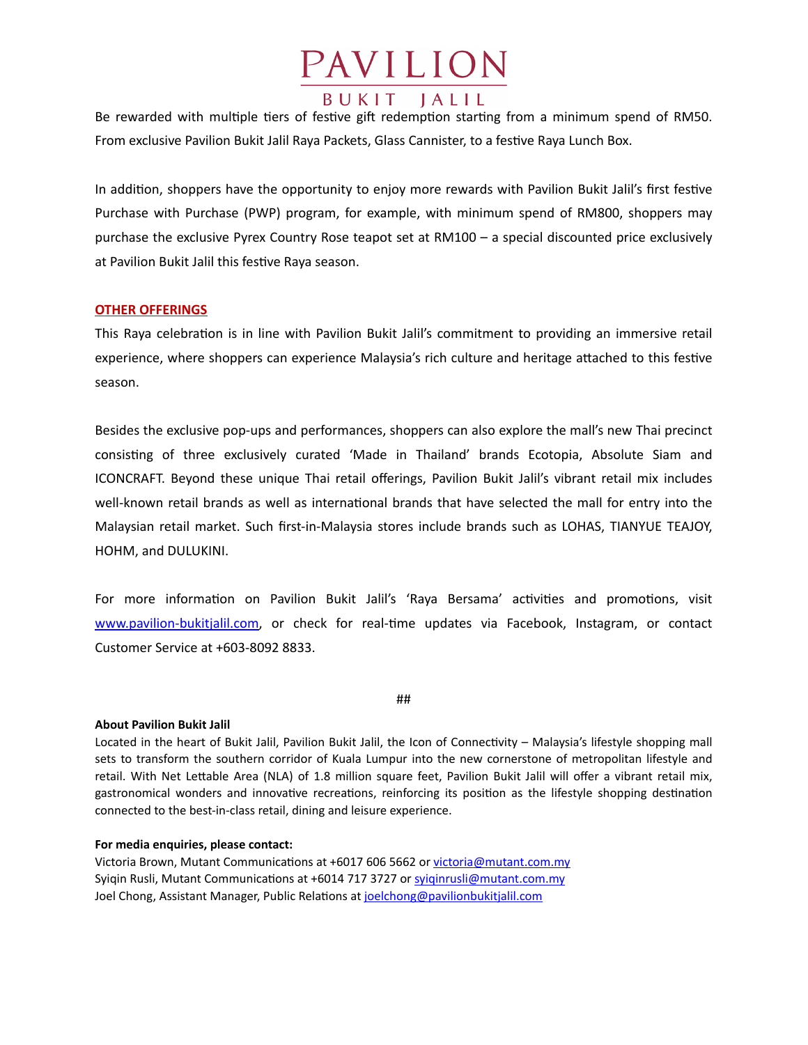Be rewarded with multiple tiers of festive gift redemption starting from a minimum spend of RM50. From exclusive Pavilion Bukit Jalil Raya Packets, Glass Cannister, to a festive Raya Lunch Box.

In addition, shoppers have the opportunity to enjoy more rewards with Pavilion Bukit Jalil's first festive Purchase with Purchase (PWP) program, for example, with minimum spend of RM800, shoppers may purchase the exclusive Pyrex Country Rose teapot set at RM100 – a special discounted price exclusively at Pavilion Bukit Jalil this festive Raya season.

**OTHER OFFERINGS**

This Raya celebration is in line with Pavilion Bukit Jalil's commitment to providing an immersive retail experience, where shoppers can experience Malaysia's rich culture and heritage attached to this festive season.

Besides the exclusive pop-ups and performances, shoppers can also explore the mall's new Thai precinct consisting of three exclusively curated 'Made in Thailand' brands Ecotopia, Absolute Siam and ICONCRAFT. Beyond these unique Thai retail offerings, Pavilion Bukit Jalil's vibrant retail mix includes well-known retail brands as well as international brands that have selected the mall for entry into the Malaysian retail market. Such first-in-Malaysia stores include brands such as LOHAS, TIANYUE TEAJOY, HOHM, and DULUKINI.

For more information on Pavilion Bukit Jalil's 'Raya Bersama' activities and promotions, visit www.pavilion-bukitjalil.com, or check for real-time updates via Facebook, Instagram, or contact Customer Service at +603-8092 8833.

##

**About Pavilion Bukit Jalil**

Located in the heart of Bukit Jalil, Pavilion Bukit Jalil, the Icon of Connectivity – Malaysia's lifestyle shopping mall sets to transform the southern corridor of Kuala Lumpur into the new cornerstone of metropolitan lifestyle and retail. With Net Lettable Area (NLA) of 1.8 million square feet, Pavilion Bukit Jalil will offer a vibrant retail mix, gastronomical wonders and innovative recreations, reinforcing its position as the lifestyle shopping destination connected to the best-in-class retail, dining and leisure experience.

**For media enquiries, please contact:**

Victoria Brown, Mutant Communications at +6017 606 5662 or victoria@mutant.com.my
Syiqin Rusli, Mutant Communications at +6014 717 3727 or syiqinrusli@mutant.com.my
Joel Chong, Assistant Manager, Public Relations at joelchong@pavilionbukitjalil.com